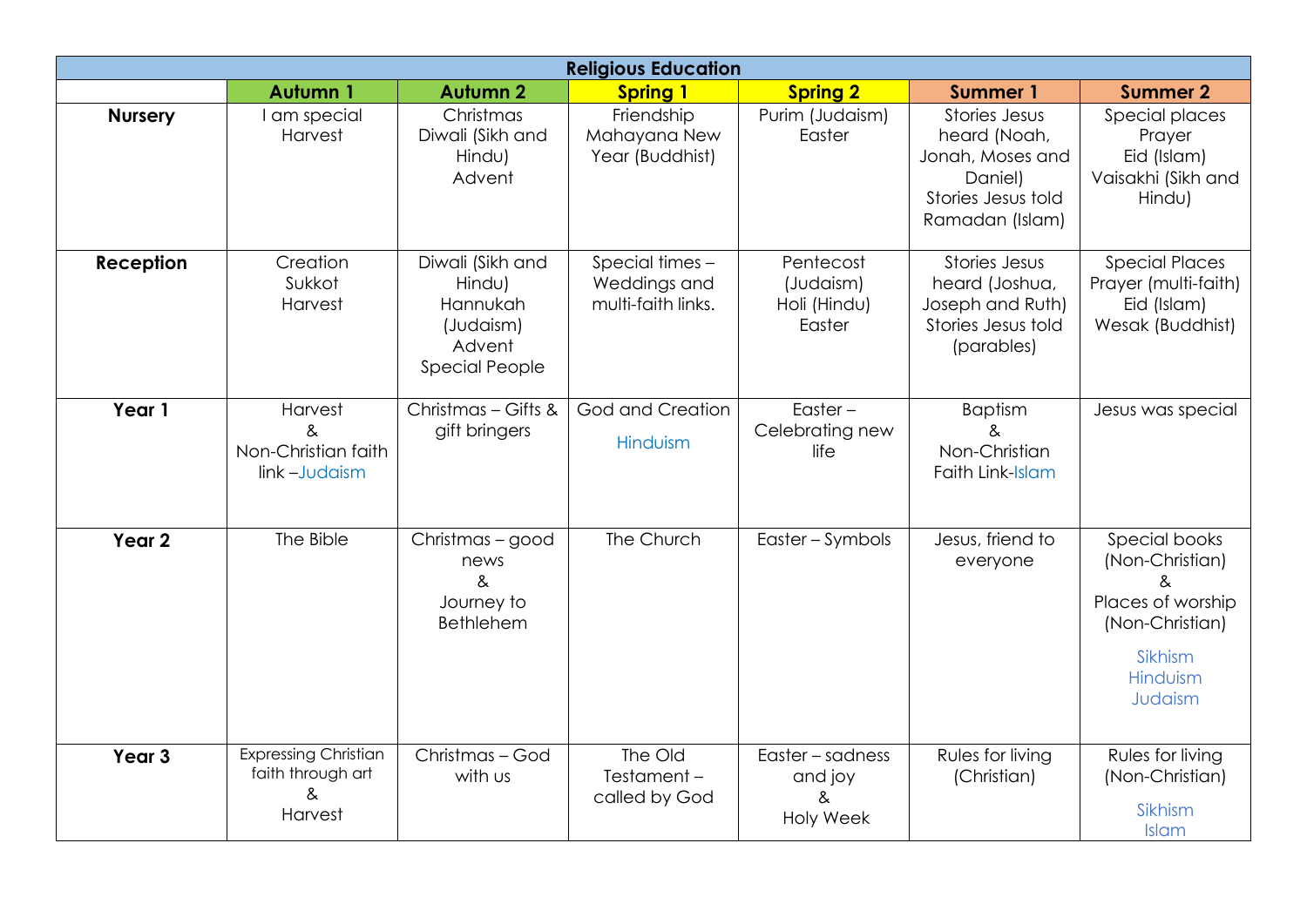# Religious Education

| | Autumn 1 | Autumn 2 | Spring 1 | Spring 2 | Summer 1 | Summer 2 |
|---|---|---|---|---|---|---|
| **Nursery** | I am special<br>Harvest | Christmas<br>Diwali (Sikh and Hindu)<br>Advent | Friendship<br>Mahayana New Year (Buddhist) | Purim (Judaism)<br>Easter | Stories Jesus heard (Noah, Jonah, Moses and Daniel)<br>Stories Jesus told<br>Ramadan (Islam) | Special places<br>Prayer<br>Eid (Islam)<br>Vaisakhi (Sikh and Hindu) |
| **Reception** | Creation<br>Sukkot<br>Harvest | Diwali (Sikh and Hindu)<br>Hannukah (Judaism)<br>Advent<br>Special People | Special times – Weddings and multi-faith links. | Pentecost (Judaism)<br>Holi (Hindu)<br>Easter | Stories Jesus heard (Joshua, Joseph and Ruth)<br>Stories Jesus told (parables) | Special Places<br>Prayer (multi-faith)<br>Eid (Islam)<br>Wesak (Buddhist) |
| **Year 1** | Harvest<br>&<br>Non-Christian faith link –Judaism | Christmas – Gifts & gift bringers | God and Creation<br>Hinduism | Easter – Celebrating new life | Baptism<br>&<br>Non-Christian Faith Link-Islam | Jesus was special |
| **Year 2** | The Bible | Christmas – good news<br>&<br>Journey to Bethlehem | The Church | Easter – Symbols | Jesus, friend to everyone | Special books (Non-Christian)<br>&<br>Places of worship (Non-Christian)<br>Sikhism<br>Hinduism<br>Judaism |
| **Year 3** | Expressing Christian faith through art<br>&<br>Harvest | Christmas – God with us | The Old Testament – called by God | Easter – sadness and joy<br>&<br>Holy Week | Rules for living (Christian) | Rules for living (Non-Christian)<br>Sikhism<br>Islam |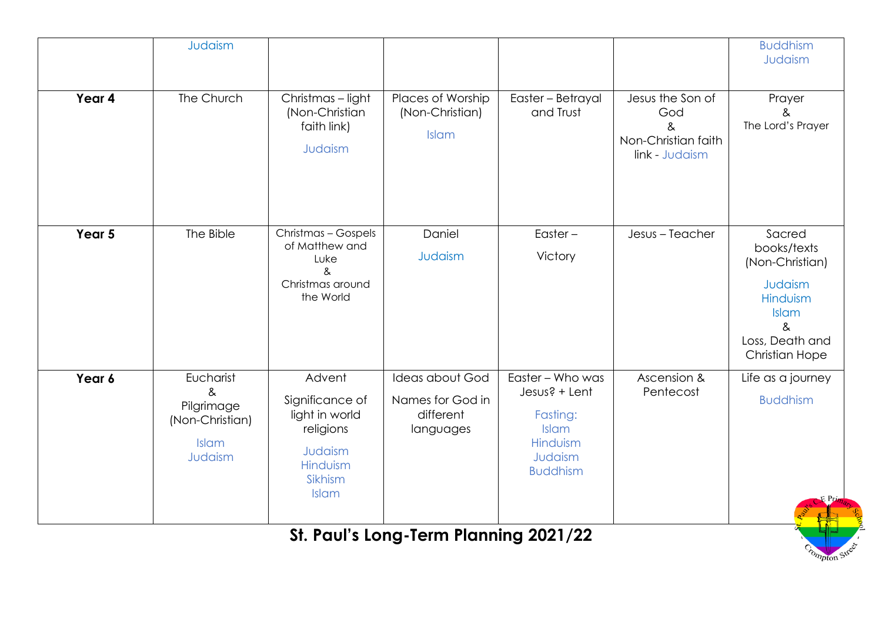| | | | | | | |
|---|---|---|---|---|---|---|
| | Judaism | | | | | Buddhism<br>Judaism |
| **Year 4** | The Church | Christmas – light (Non-Christian faith link)<br>Judaism | Places of Worship (Non-Christian)<br>Islam | Easter – Betrayal and Trust | Jesus the Son of God<br>&<br>Non-Christian faith link - Judaism | Prayer<br>&<br>The Lord's Prayer |
| **Year 5** | The Bible | Christmas – Gospels of Matthew and Luke<br>&<br>Christmas around the World | Daniel<br>Judaism | Easter –<br>Victory | Jesus – Teacher | Sacred books/texts (Non-Christian)<br>Judaism<br>Hinduism<br>Islam<br>&<br>Loss, Death and Christian Hope |
| **Year 6** | Eucharist<br>&<br>Pilgrimage (Non-Christian)<br>Islam<br>Judaism | Advent<br>Significance of light in world religions<br>Judaism<br>Hinduism<br>Sikhism<br>Islam | Ideas about God<br>Names for God in different languages | Easter – Who was Jesus? + Lent<br>Fasting:<br>Islam<br>Hinduism<br>Judaism<br>Buddhism | Ascension & Pentecost | Life as a journey<br>Buddhism |

**St. Paul's Long-Term Planning 2021/22**